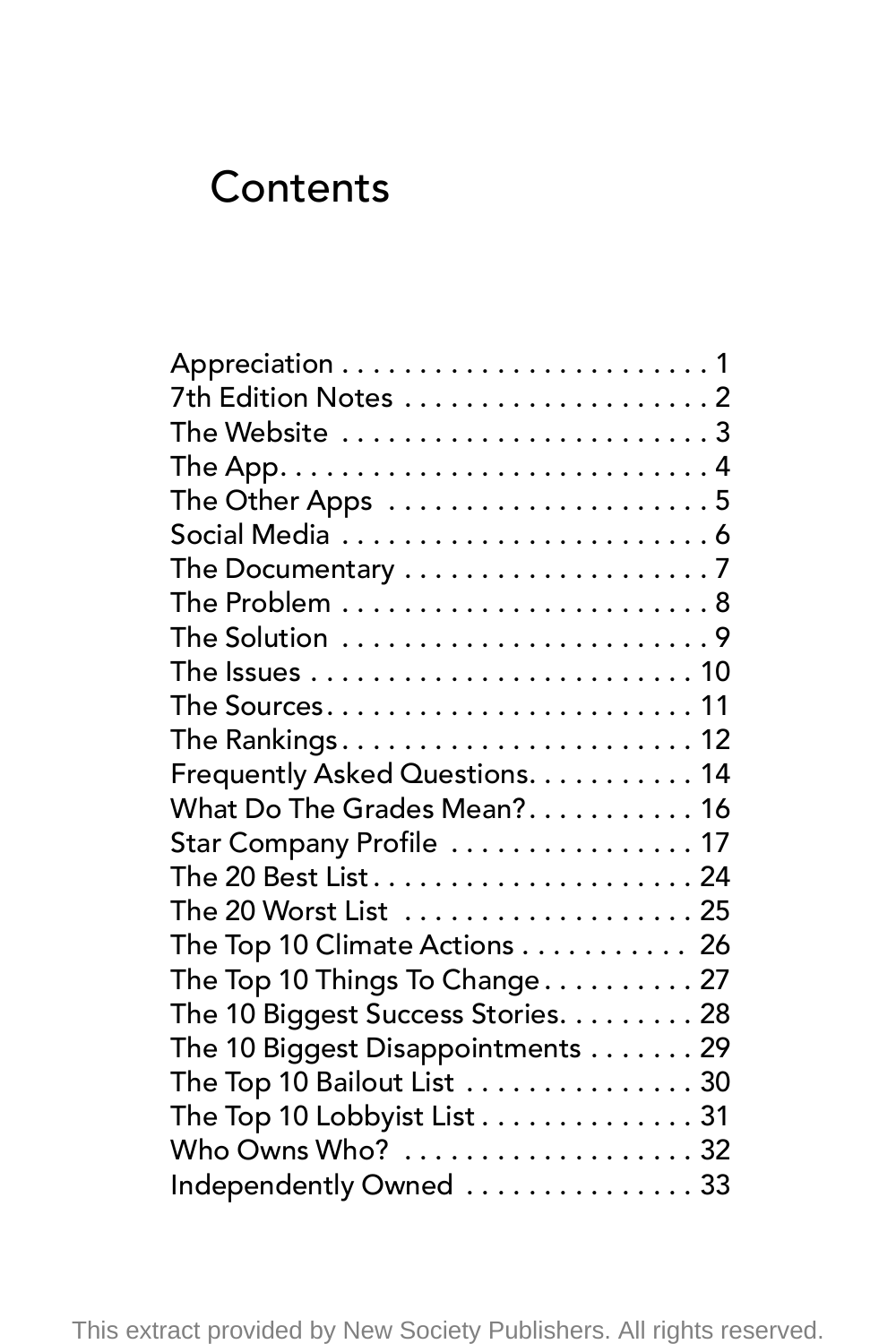# Contents

Appreciation . . . . . . . . . . . . . . . . . . . . . . . . 1
7th Edition Notes . . . . . . . . . . . . . . . . . . . . 2
The Website . . . . . . . . . . . . . . . . . . . . . . . . 3
The App. . . . . . . . . . . . . . . . . . . . . . . . . . . 4
The Other Apps . . . . . . . . . . . . . . . . . . . . . 5
Social Media . . . . . . . . . . . . . . . . . . . . . . . . 6
The Documentary . . . . . . . . . . . . . . . . . . . . 7
The Problem . . . . . . . . . . . . . . . . . . . . . . . . 8
The Solution . . . . . . . . . . . . . . . . . . . . . . . . 9
The Issues . . . . . . . . . . . . . . . . . . . . . . . . . 10
The Sources. . . . . . . . . . . . . . . . . . . . . . . . 11
The Rankings. . . . . . . . . . . . . . . . . . . . . . . 12
Frequently Asked Questions. . . . . . . . . . . 14
What Do The Grades Mean?. . . . . . . . . . . 16
Star Company Profile . . . . . . . . . . . . . . . . 17
The 20 Best List. . . . . . . . . . . . . . . . . . . . . 24
The 20 Worst List . . . . . . . . . . . . . . . . . . . 25
The Top 10 Climate Actions . . . . . . . . . . . 26
The Top 10 Things To Change. . . . . . . . . . 27
The 10 Biggest Success Stories. . . . . . . . . 28
The 10 Biggest Disappointments . . . . . . . 29
The Top 10 Bailout List . . . . . . . . . . . . . . . 30
The Top 10 Lobbyist List . . . . . . . . . . . . . . 31
Who Owns Who? . . . . . . . . . . . . . . . . . . . 32
Independently Owned . . . . . . . . . . . . . . . 33

This extract provided by New Society Publishers. All rights reserved.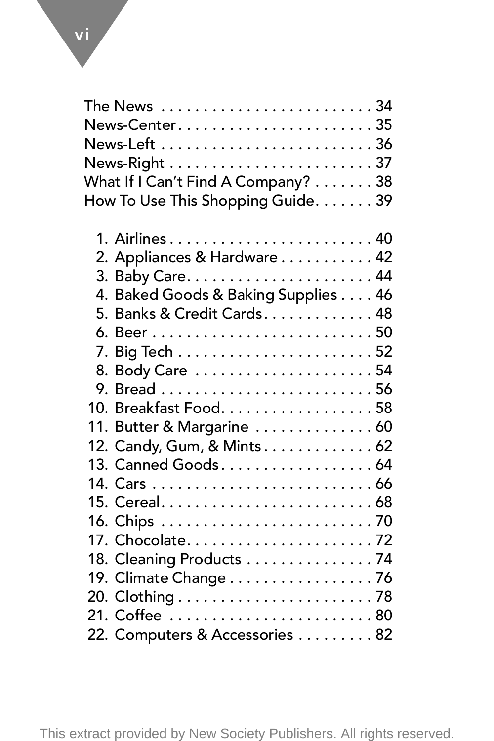The News . . . . . . . . . . . . . . . . . . . . . . . . . 34
News-Center . . . . . . . . . . . . . . . . . . . . . . . 35
News-Left . . . . . . . . . . . . . . . . . . . . . . . . . 36
News-Right . . . . . . . . . . . . . . . . . . . . . . . . 37
What If I Can't Find A Company? . . . . . . . 38
How To Use This Shopping Guide . . . . . . . 39

1. Airlines . . . . . . . . . . . . . . . . . . . . . . . . 40
2. Appliances & Hardware . . . . . . . . . . . 42
3. Baby Care . . . . . . . . . . . . . . . . . . . . . . 44
4. Baked Goods & Baking Supplies . . . . 46
5. Banks & Credit Cards . . . . . . . . . . . . . 48
6. Beer . . . . . . . . . . . . . . . . . . . . . . . . . . 50
7. Big Tech . . . . . . . . . . . . . . . . . . . . . . . 52
8. Body Care . . . . . . . . . . . . . . . . . . . . . 54
9. Bread . . . . . . . . . . . . . . . . . . . . . . . . . 56
10. Breakfast Food . . . . . . . . . . . . . . . . . . 58
11. Butter & Margarine . . . . . . . . . . . . . . 60
12. Candy, Gum, & Mints . . . . . . . . . . . . . 62
13. Canned Goods . . . . . . . . . . . . . . . . . . 64
14. Cars . . . . . . . . . . . . . . . . . . . . . . . . . . 66
15. Cereal . . . . . . . . . . . . . . . . . . . . . . . . . 68
16. Chips . . . . . . . . . . . . . . . . . . . . . . . . . 70
17. Chocolate . . . . . . . . . . . . . . . . . . . . . . 72
18. Cleaning Products . . . . . . . . . . . . . . . 74
19. Climate Change . . . . . . . . . . . . . . . . . 76
20. Clothing . . . . . . . . . . . . . . . . . . . . . . . 78
21. Coffee . . . . . . . . . . . . . . . . . . . . . . . . 80
22. Computers & Accessories . . . . . . . . . 82

This extract provided by New Society Publishers. All rights reserved.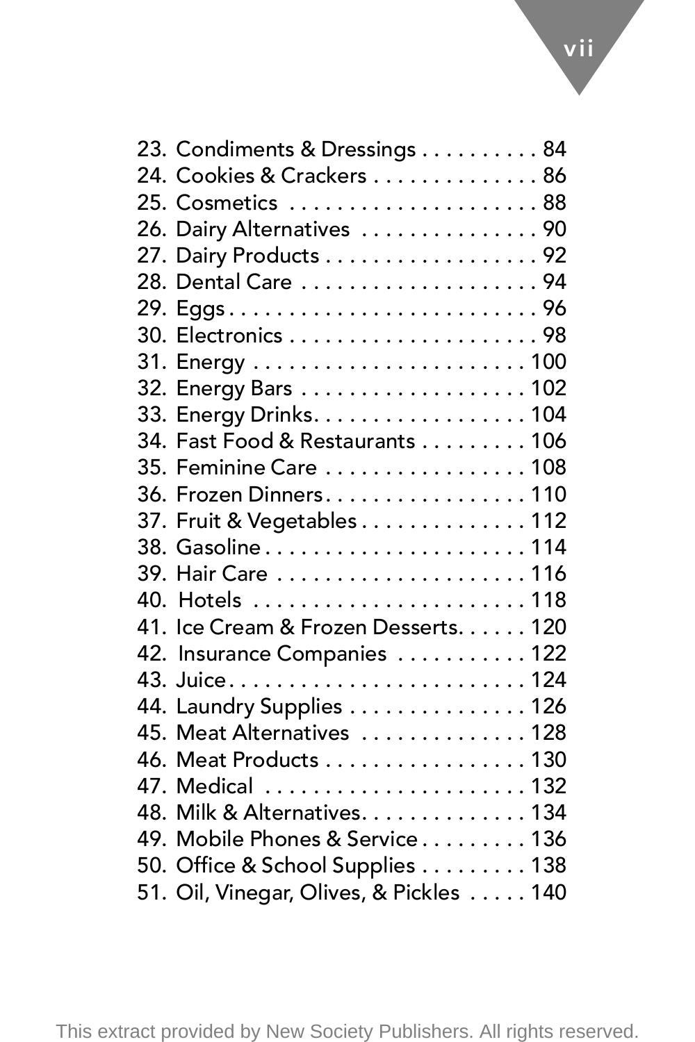23. Condiments & Dressings . . . . . . . . . . 84
24. Cookies & Crackers . . . . . . . . . . . . . 86
25. Cosmetics . . . . . . . . . . . . . . . . . . . . 88
26. Dairy Alternatives . . . . . . . . . . . . . . 90
27. Dairy Products . . . . . . . . . . . . . . . . . 92
28. Dental Care . . . . . . . . . . . . . . . . . . . 94
29. Eggs . . . . . . . . . . . . . . . . . . . . . . . . . 96
30. Electronics . . . . . . . . . . . . . . . . . . . . 98
31. Energy . . . . . . . . . . . . . . . . . . . . . . 100
32. Energy Bars . . . . . . . . . . . . . . . . . . 102
33. Energy Drinks. . . . . . . . . . . . . . . . . 104
34. Fast Food & Restaurants . . . . . . . . . 106
35. Feminine Care . . . . . . . . . . . . . . . . 108
36. Frozen Dinners. . . . . . . . . . . . . . . . 110
37. Fruit & Vegetables . . . . . . . . . . . . . 112
38. Gasoline . . . . . . . . . . . . . . . . . . . . . 114
39. Hair Care . . . . . . . . . . . . . . . . . . . . 116
40. Hotels . . . . . . . . . . . . . . . . . . . . . . 118
41. Ice Cream & Frozen Desserts. . . . . . 120
42. Insurance Companies . . . . . . . . . . . 122
43. Juice. . . . . . . . . . . . . . . . . . . . . . . . 124
44. Laundry Supplies . . . . . . . . . . . . . . 126
45. Meat Alternatives . . . . . . . . . . . . . 128
46. Meat Products . . . . . . . . . . . . . . . . 130
47. Medical . . . . . . . . . . . . . . . . . . . . . 132
48. Milk & Alternatives. . . . . . . . . . . . . 134
49. Mobile Phones & Service . . . . . . . . . 136
50. Office & School Supplies . . . . . . . . . 138
51. Oil, Vinegar, Olives, & Pickles . . . . . 140

This extract provided by New Society Publishers. All rights reserved.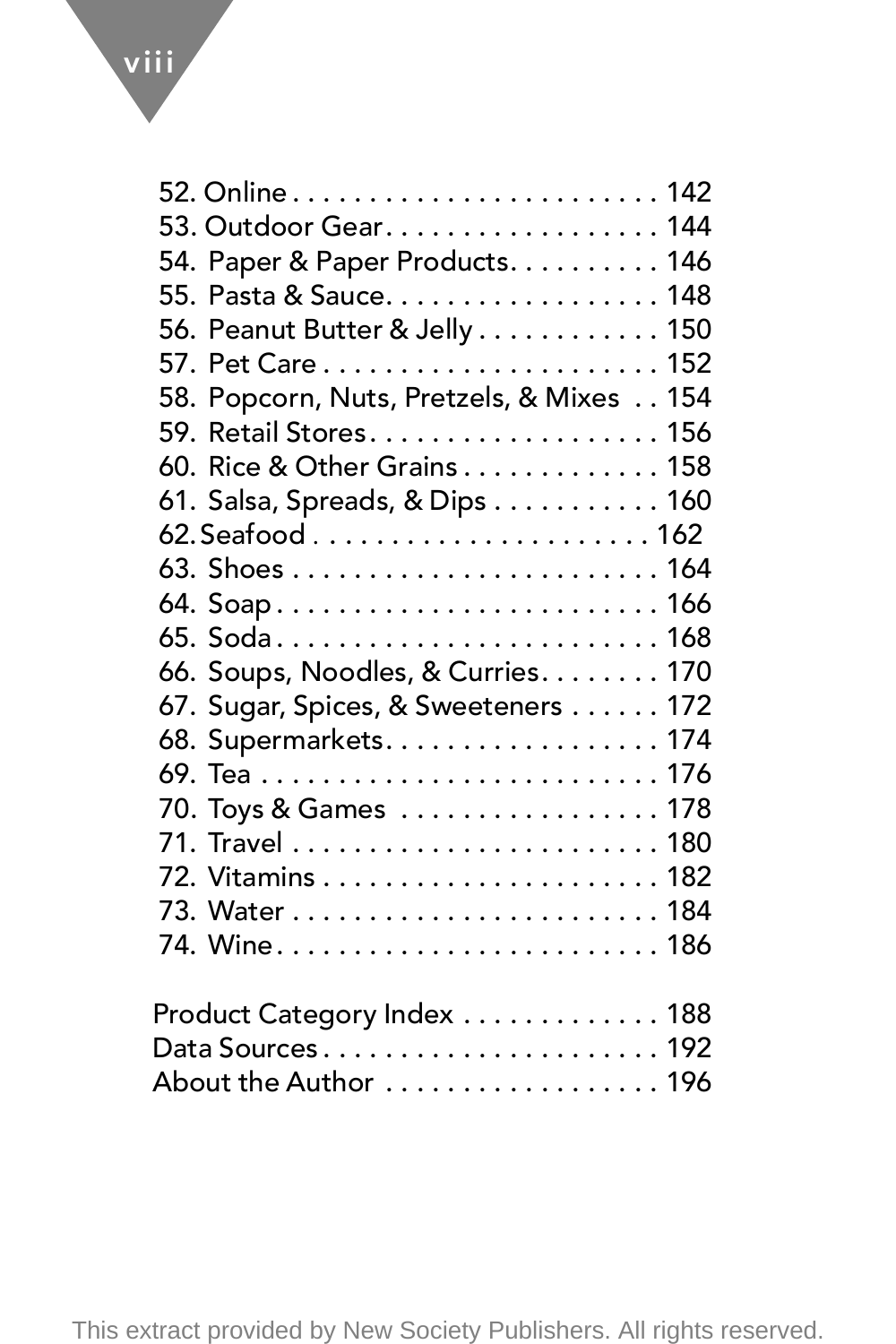52. Online . . . . . . . . . . . . . . . . . . . . . . . . 142
53. Outdoor Gear . . . . . . . . . . . . . . . . . . 144
54. Paper & Paper Products . . . . . . . . . . 146
55. Pasta & Sauce . . . . . . . . . . . . . . . . . . 148
56. Peanut Butter & Jelly . . . . . . . . . . . . 150
57. Pet Care . . . . . . . . . . . . . . . . . . . . . . 152
58. Popcorn, Nuts, Pretzels, & Mixes . . 154
59. Retail Stores . . . . . . . . . . . . . . . . . . . 156
60. Rice & Other Grains . . . . . . . . . . . . . 158
61. Salsa, Spreads, & Dips . . . . . . . . . . . 160
62. Seafood . . . . . . . . . . . . . . . . . . . . . . 162
63. Shoes . . . . . . . . . . . . . . . . . . . . . . . . 164
64. Soap . . . . . . . . . . . . . . . . . . . . . . . . . 166
65. Soda . . . . . . . . . . . . . . . . . . . . . . . . . 168
66. Soups, Noodles, & Curries . . . . . . . . 170
67. Sugar, Spices, & Sweeteners . . . . . . 172
68. Supermarkets . . . . . . . . . . . . . . . . . . 174
69. Tea . . . . . . . . . . . . . . . . . . . . . . . . . . 176
70. Toys & Games . . . . . . . . . . . . . . . . . 178
71. Travel . . . . . . . . . . . . . . . . . . . . . . . . 180
72. Vitamins . . . . . . . . . . . . . . . . . . . . . . 182
73. Water . . . . . . . . . . . . . . . . . . . . . . . . 184
74. Wine . . . . . . . . . . . . . . . . . . . . . . . . . 186

Product Category Index . . . . . . . . . . . . . 188
Data Sources . . . . . . . . . . . . . . . . . . . . . . 192
About the Author . . . . . . . . . . . . . . . . . . 196

This extract provided by New Society Publishers. All rights reserved.